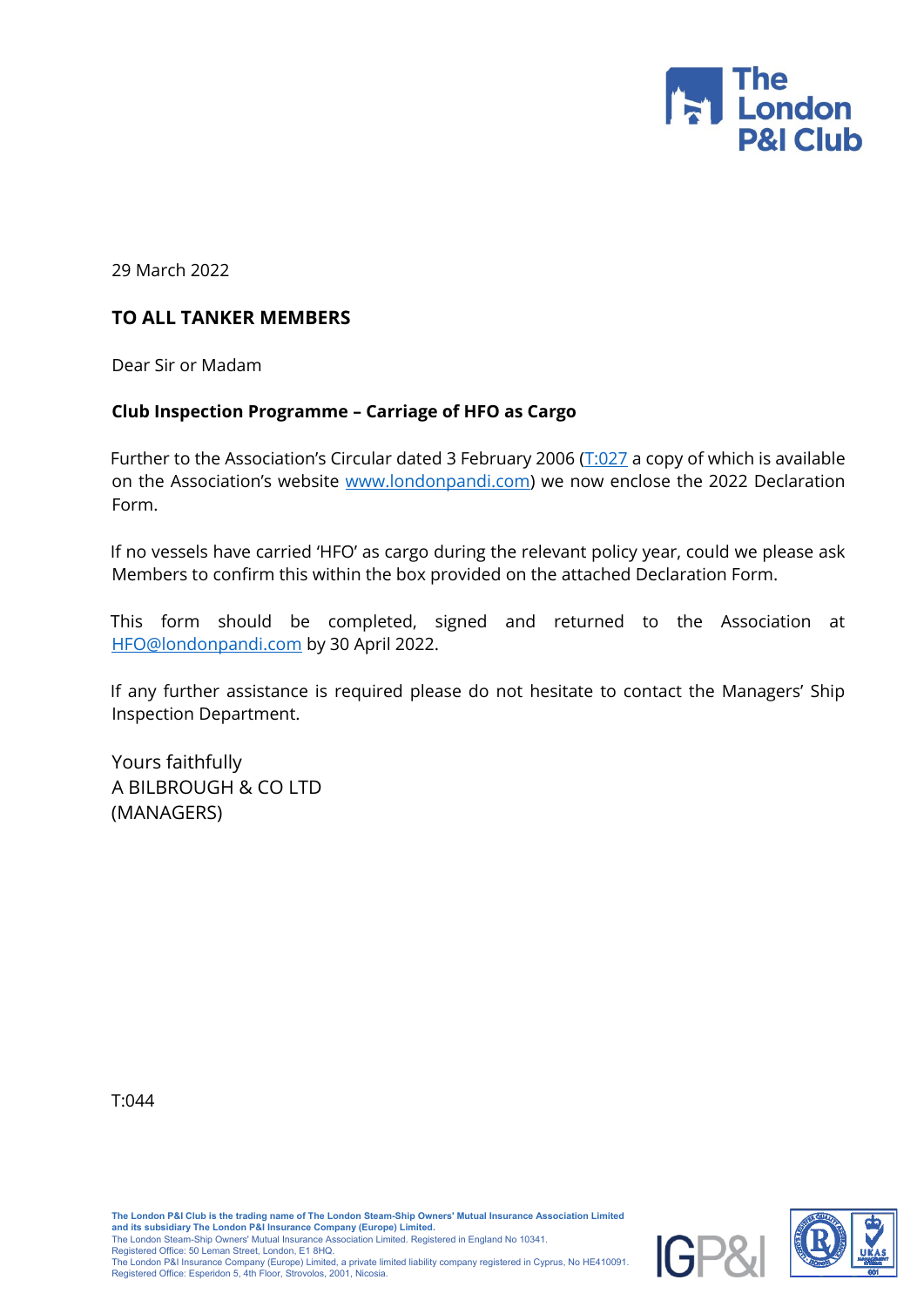The London P&I Club

29 March 2022

**TO ALL TANKER MEMBERS**

Dear Sir or Madam

**Club Inspection Programme – Carriage of HFO as Cargo**

Further to the Association's Circular dated 3 February 2006 (T:027 a copy of which is available on the Association's website www.londonpandi.com) we now enclose the 2022 Declaration Form.

If no vessels have carried 'HFO' as cargo during the relevant policy year, could we please ask Members to confirm this within the box provided on the attached Declaration Form.

This form should be completed, signed and returned to the Association at HFO@londonpandi.com by 30 April 2022.

If any further assistance is required please do not hesitate to contact the Managers' Ship Inspection Department.

Yours faithfully
A BILBROUGH & CO LTD
(MANAGERS)

T:044

**The London P&I Club is the trading name of The London Steam-Ship Owners' Mutual Insurance Association Limited and its subsidiary The London P&I Insurance Company (Europe) Limited.**
The London Steam-Ship Owners' Mutual Insurance Association Limited. Registered in England No 10341.
Registered Office: 50 Leman Street, London, E1 8HQ.
The London P&I Insurance Company (Europe) Limited, a private limited liability company registered in Cyprus, No HE410091.
Registered Office: Esperidon 5, 4th Floor, Strovolos, 2001, Nicosia.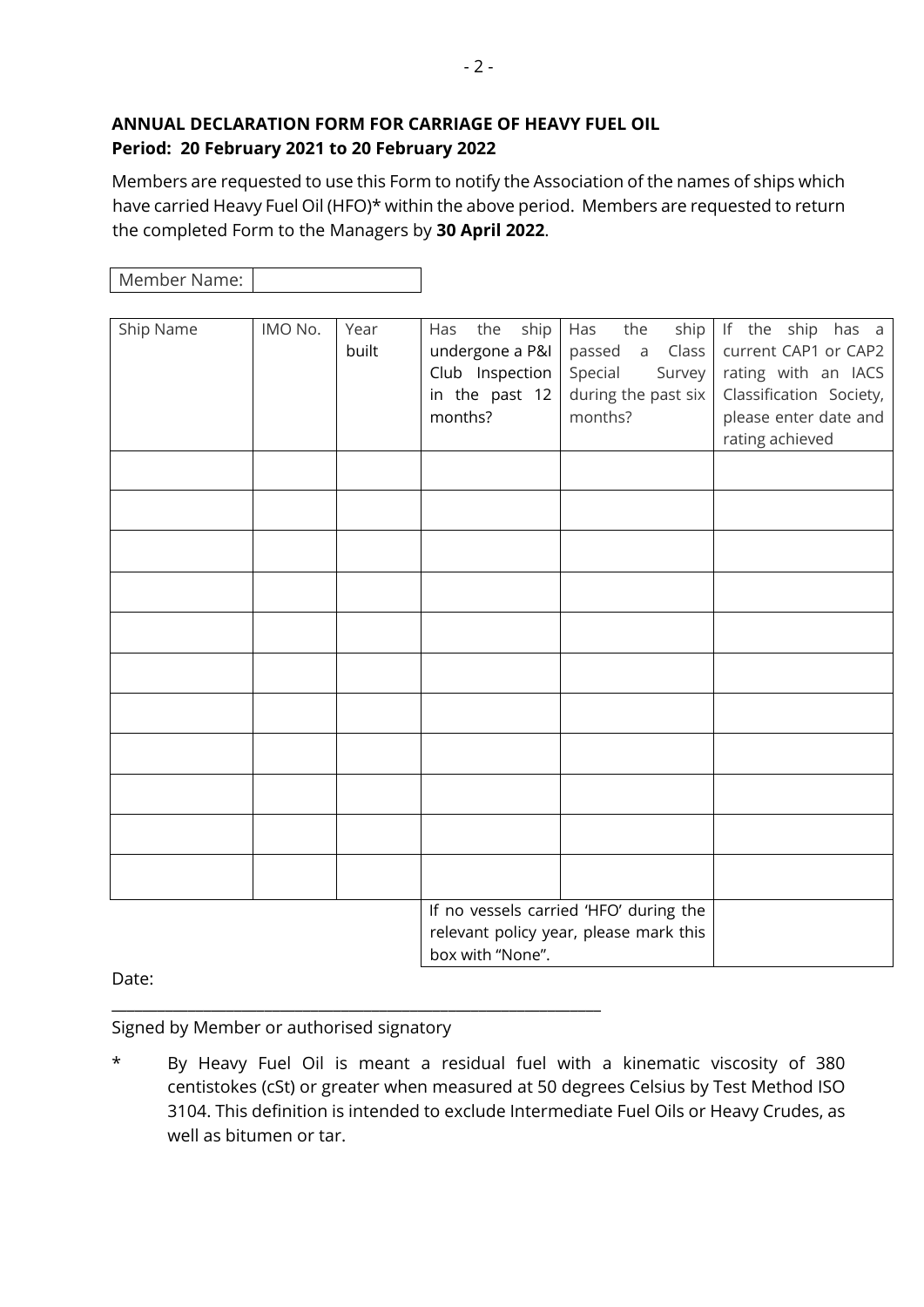**ANNUAL DECLARATION FORM FOR CARRIAGE OF HEAVY FUEL OIL**
**Period: 20 February 2021 to 20 February 2022**

Members are requested to use this Form to notify the Association of the names of ships which have carried Heavy Fuel Oil (HFO)* within the above period. Members are requested to return the completed Form to the Managers by **30 April 2022**.

| Member Name: | |
|---|---|

| Ship Name | IMO No. | Year built | Has the ship undergone a P&I Club Inspection in the past 12 months? | Has the ship passed a Class Special Survey during the past six months? | If the ship has a current CAP1 or CAP2 rating with an IACS Classification Society, please enter date and rating achieved |
|---|---|---|---|---|---|
| | | | | | |
| | | | | | |
| | | | | | |
| | | | | | |
| | | | | | |
| | | | | | |
| | | | | | |
| | | | | | |
| | | | | | |
| | | | | | |
| | | | | | |
| | | | If no vessels carried 'HFO' during the relevant policy year, please mark this box with "None". | | |

Date:

\_\_\_\_\_\_\_\_\_\_\_\_\_\_\_\_\_\_\_\_\_\_\_\_\_\_\_\_\_\_\_\_\_\_\_\_\_\_\_\_\_\_\_\_\_\_\_\_\_\_\_\_\_\_\_\_\_\_

Signed by Member or authorised signatory

\* By Heavy Fuel Oil is meant a residual fuel with a kinematic viscosity of 380 centistokes (cSt) or greater when measured at 50 degrees Celsius by Test Method ISO 3104. This definition is intended to exclude Intermediate Fuel Oils or Heavy Crudes, as well as bitumen or tar.